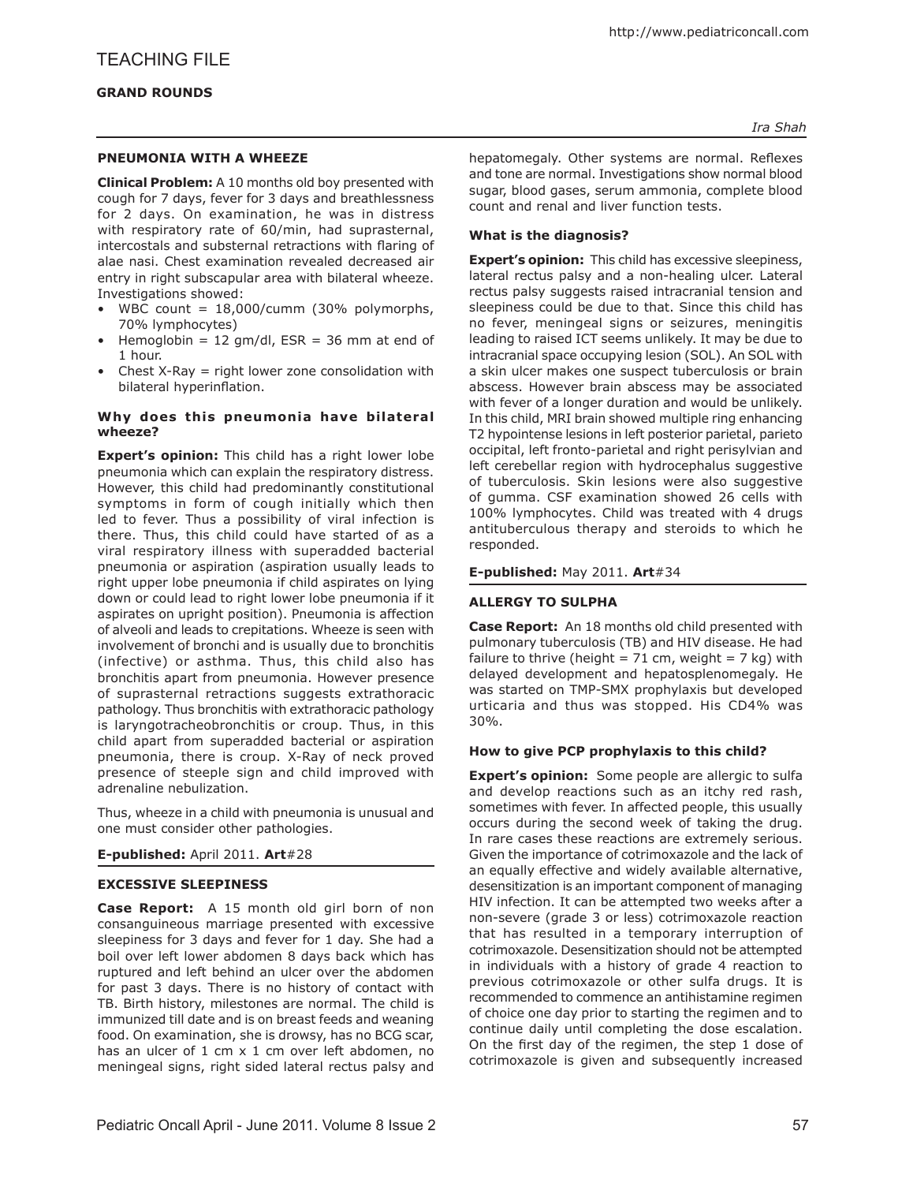# TEACHING FILE

## GRAND ROUNDS

*Ira Shah*

### PNEUMONIA WITH A WHEEZE

**Clinical Problem:** A 10 months old boy presented with cough for 7 days, fever for 3 days and breathlessness for 2 days. On examination, he was in distress with respiratory rate of 60/min, had suprasternal, intercostals and substernal retractions with flaring of alae nasi. Chest examination revealed decreased air entry in right subscapular area with bilateral wheeze. Investigations showed:

- WBC count = 18,000/cumm (30% polymorphs, 70% lymphocytes)
- Hemoglobin = 12 gm/dl, ESR = 36 mm at end of 1 hour.
- Chest X-Ray = right lower zone consolidation with bilateral hyperinflation.

**Why does this pneumonia have bilateral wheeze?**

**Expert's opinion:** This child has a right lower lobe pneumonia which can explain the respiratory distress. However, this child had predominantly constitutional symptoms in form of cough initially which then led to fever. Thus a possibility of viral infection is there. Thus, this child could have started of as a viral respiratory illness with superadded bacterial pneumonia or aspiration (aspiration usually leads to right upper lobe pneumonia if child aspirates on lying down or could lead to right lower lobe pneumonia if it aspirates on upright position). Pneumonia is affection of alveoli and leads to crepitations. Wheeze is seen with involvement of bronchi and is usually due to bronchitis (infective) or asthma. Thus, this child also has bronchitis apart from pneumonia. However presence of suprasternal retractions suggests extrathoracic pathology. Thus bronchitis with extrathoracic pathology is laryngotracheobronchitis or croup. Thus, in this child apart from superadded bacterial or aspiration pneumonia, there is croup. X-Ray of neck proved presence of steeple sign and child improved with adrenaline nebulization.

Thus, wheeze in a child with pneumonia is unusual and one must consider other pathologies.

**E-published:** April 2011. **Art**#28

### EXCESSIVE SLEEPINESS

**Case Report:** A 15 month old girl born of non consanguineous marriage presented with excessive sleepiness for 3 days and fever for 1 day. She had a boil over left lower abdomen 8 days back which has ruptured and left behind an ulcer over the abdomen for past 3 days. There is no history of contact with TB. Birth history, milestones are normal. The child is immunized till date and is on breast feeds and weaning food. On examination, she is drowsy, has no BCG scar, has an ulcer of 1 cm x 1 cm over left abdomen, no meningeal signs, right sided lateral rectus palsy and hepatomegaly. Other systems are normal. Reflexes and tone are normal. Investigations show normal blood sugar, blood gases, serum ammonia, complete blood count and renal and liver function tests.

**What is the diagnosis?**

**Expert's opinion:** This child has excessive sleepiness, lateral rectus palsy and a non-healing ulcer. Lateral rectus palsy suggests raised intracranial tension and sleepiness could be due to that. Since this child has no fever, meningeal signs or seizures, meningitis leading to raised ICT seems unlikely. It may be due to intracranial space occupying lesion (SOL). An SOL with a skin ulcer makes one suspect tuberculosis or brain abscess. However brain abscess may be associated with fever of a longer duration and would be unlikely. In this child, MRI brain showed multiple ring enhancing T2 hypointense lesions in left posterior parietal, parieto occipital, left fronto-parietal and right perisylvian and left cerebellar region with hydrocephalus suggestive of tuberculosis. Skin lesions were also suggestive of gumma. CSF examination showed 26 cells with 100% lymphocytes. Child was treated with 4 drugs antituberculous therapy and steroids to which he responded.

**E-published:** May 2011. **Art**#34

### ALLERGY TO SULPHA

**Case Report:** An 18 months old child presented with pulmonary tuberculosis (TB) and HIV disease. He had failure to thrive (height = 71 cm, weight = 7 kg) with delayed development and hepatosplenomegaly. He was started on TMP-SMX prophylaxis but developed urticaria and thus was stopped. His CD4% was 30%.

**How to give PCP prophylaxis to this child?**

**Expert's opinion:** Some people are allergic to sulfa and develop reactions such as an itchy red rash, sometimes with fever. In affected people, this usually occurs during the second week of taking the drug. In rare cases these reactions are extremely serious. Given the importance of cotrimoxazole and the lack of an equally effective and widely available alternative, desensitization is an important component of managing HIV infection. It can be attempted two weeks after a non-severe (grade 3 or less) cotrimoxazole reaction that has resulted in a temporary interruption of cotrimoxazole. Desensitization should not be attempted in individuals with a history of grade 4 reaction to previous cotrimoxazole or other sulfa drugs. It is recommended to commence an antihistamine regimen of choice one day prior to starting the regimen and to continue daily until completing the dose escalation. On the first day of the regimen, the step 1 dose of cotrimoxazole is given and subsequently increased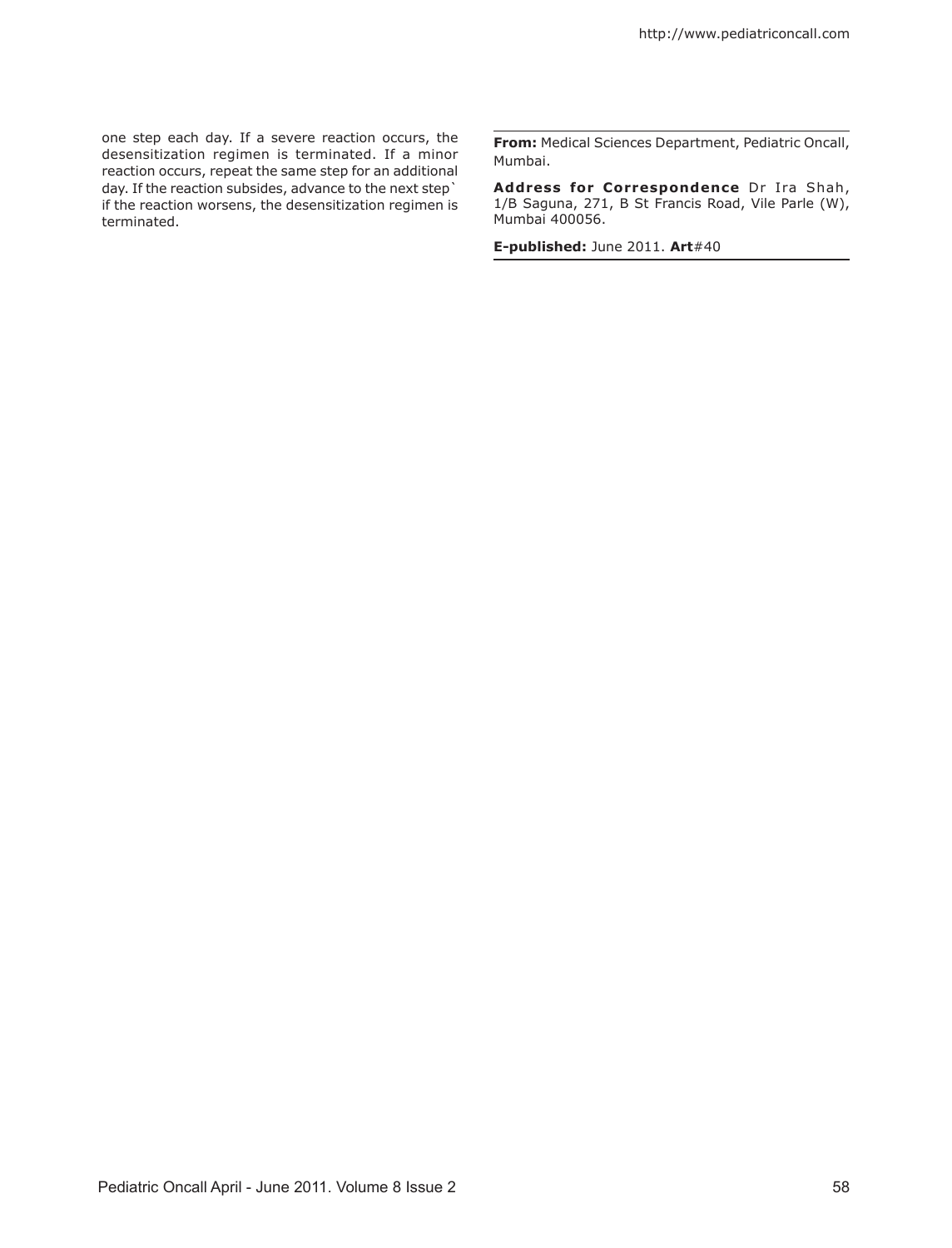one step each day. If a severe reaction occurs, the desensitization regimen is terminated. If a minor reaction occurs, repeat the same step for an additional day. If the reaction subsides, advance to the next step` if the reaction worsens, the desensitization regimen is terminated.

**From:** Medical Sciences Department, Pediatric Oncall, Mumbai.

**Address for Correspondence** Dr Ira Shah, 1/B Saguna, 271, B St Francis Road, Vile Parle (W), Mumbai 400056.

**E-published:** June 2011. **Art**#40